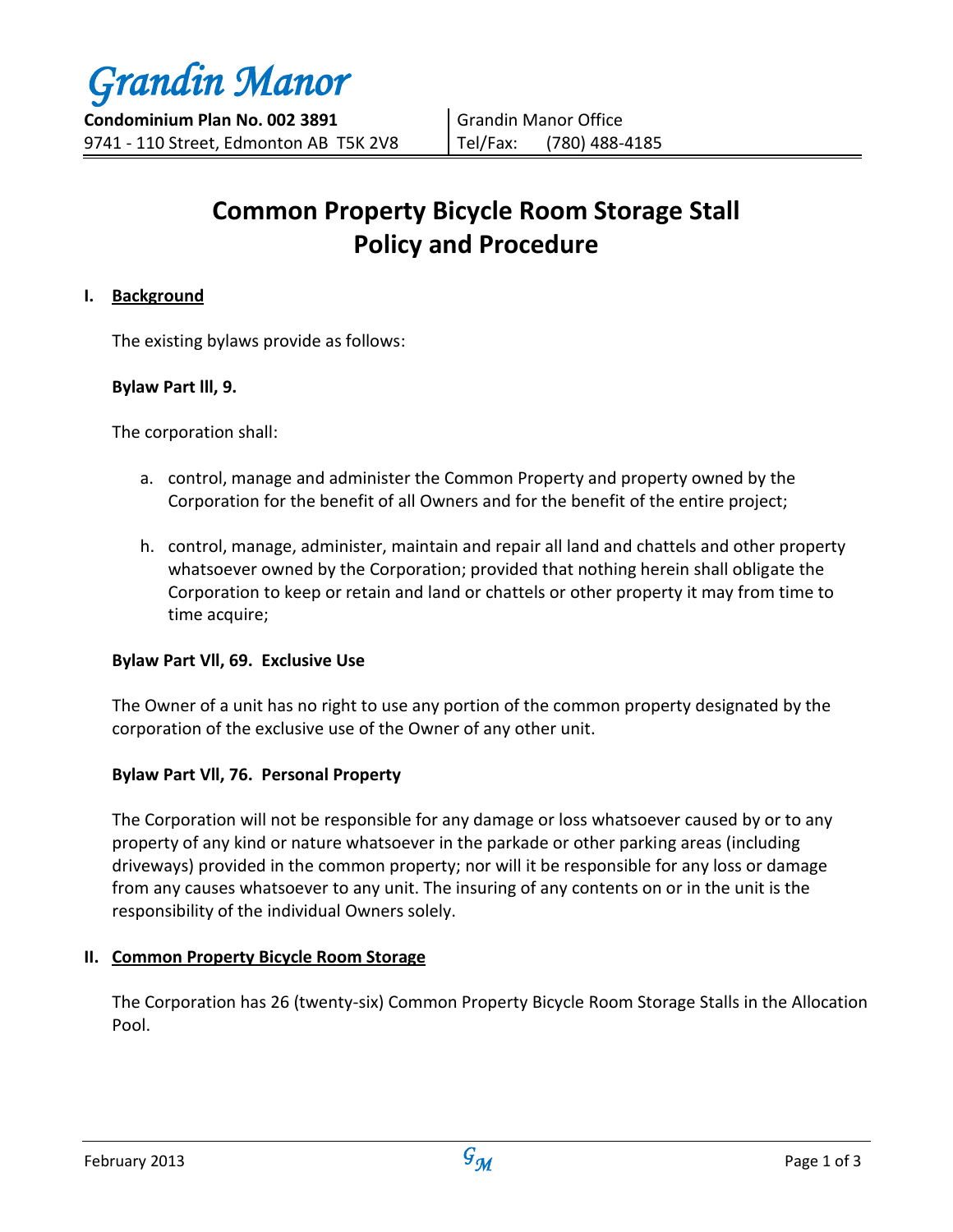# Grandin Manor

**Condominium Plan No. 002 3891**
9741 - 110 Street, Edmonton AB T5K 2V8

Grandin Manor Office
Tel/Fax: (780) 488-4185

# Common Property Bicycle Room Storage Stall Policy and Procedure

## I. Background

The existing bylaws provide as follows:

**Bylaw Part lll, 9.**

The corporation shall:

a. control, manage and administer the Common Property and property owned by the Corporation for the benefit of all Owners and for the benefit of the entire project;

h. control, manage, administer, maintain and repair all land and chattels and other property whatsoever owned by the Corporation; provided that nothing herein shall obligate the Corporation to keep or retain and land or chattels or other property it may from time to time acquire;

**Bylaw Part Vll, 69. Exclusive Use**

The Owner of a unit has no right to use any portion of the common property designated by the corporation of the exclusive use of the Owner of any other unit.

**Bylaw Part Vll, 76. Personal Property**

The Corporation will not be responsible for any damage or loss whatsoever caused by or to any property of any kind or nature whatsoever in the parkade or other parking areas (including driveways) provided in the common property; nor will it be responsible for any loss or damage from any causes whatsoever to any unit. The insuring of any contents on or in the unit is the responsibility of the individual Owners solely.

## II. Common Property Bicycle Room Storage

The Corporation has 26 (twenty-six) Common Property Bicycle Room Storage Stalls in the Allocation Pool.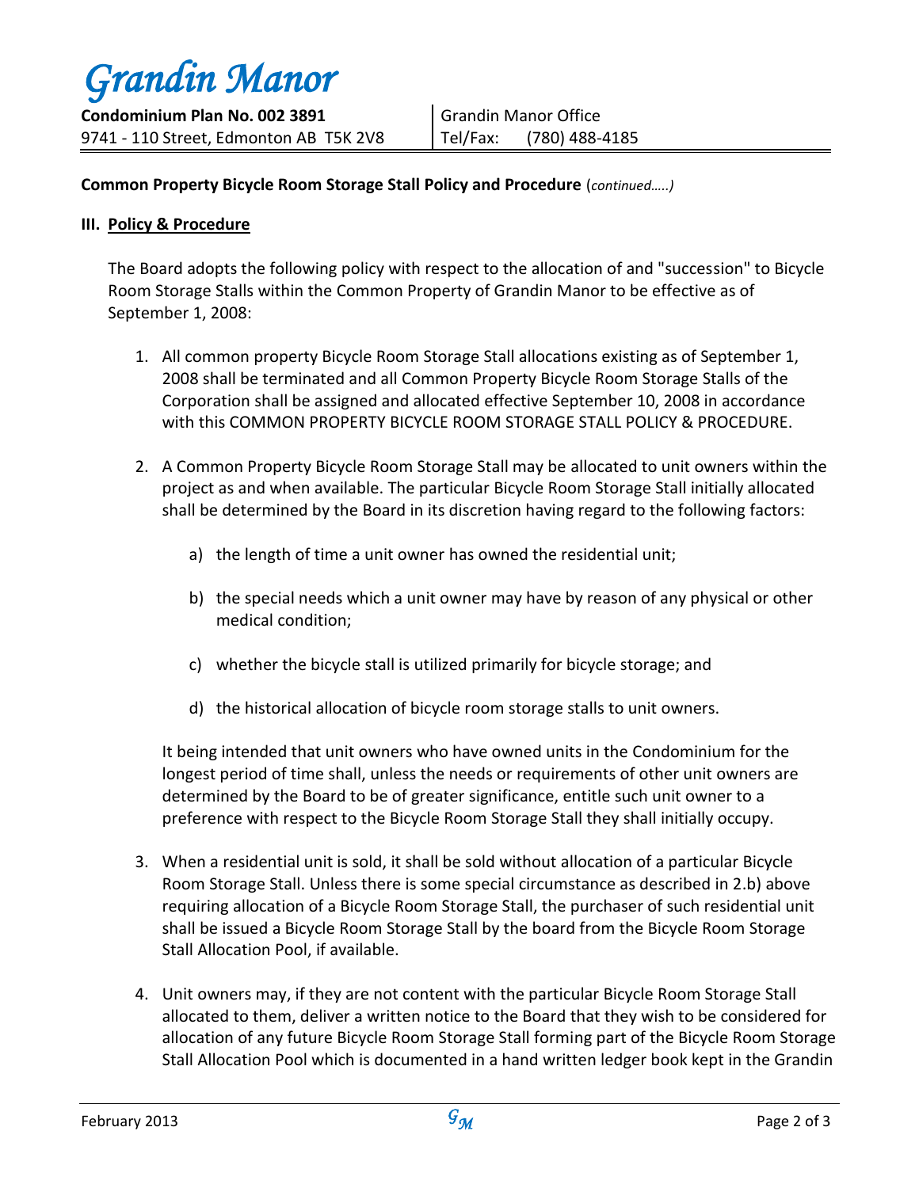**Common Property Bicycle Room Storage Stall Policy and Procedure** (*continued…..)*

### III. <u>Policy & Procedure</u>

The Board adopts the following policy with respect to the allocation of and "succession" to Bicycle Room Storage Stalls within the Common Property of Grandin Manor to be effective as of September 1, 2008:

1. All common property Bicycle Room Storage Stall allocations existing as of September 1, 2008 shall be terminated and all Common Property Bicycle Room Storage Stalls of the Corporation shall be assigned and allocated effective September 10, 2008 in accordance with this COMMON PROPERTY BICYCLE ROOM STORAGE STALL POLICY & PROCEDURE.

2. A Common Property Bicycle Room Storage Stall may be allocated to unit owners within the project as and when available. The particular Bicycle Room Storage Stall initially allocated shall be determined by the Board in its discretion having regard to the following factors:

   a) the length of time a unit owner has owned the residential unit;

   b) the special needs which a unit owner may have by reason of any physical or other medical condition;

   c) whether the bicycle stall is utilized primarily for bicycle storage; and

   d) the historical allocation of bicycle room storage stalls to unit owners.

   It being intended that unit owners who have owned units in the Condominium for the longest period of time shall, unless the needs or requirements of other unit owners are determined by the Board to be of greater significance, entitle such unit owner to a preference with respect to the Bicycle Room Storage Stall they shall initially occupy.

3. When a residential unit is sold, it shall be sold without allocation of a particular Bicycle Room Storage Stall. Unless there is some special circumstance as described in 2.b) above requiring allocation of a Bicycle Room Storage Stall, the purchaser of such residential unit shall be issued a Bicycle Room Storage Stall by the board from the Bicycle Room Storage Stall Allocation Pool, if available.

4. Unit owners may, if they are not content with the particular Bicycle Room Storage Stall allocated to them, deliver a written notice to the Board that they wish to be considered for allocation of any future Bicycle Room Storage Stall forming part of the Bicycle Room Storage Stall Allocation Pool which is documented in a hand written ledger book kept in the Grandin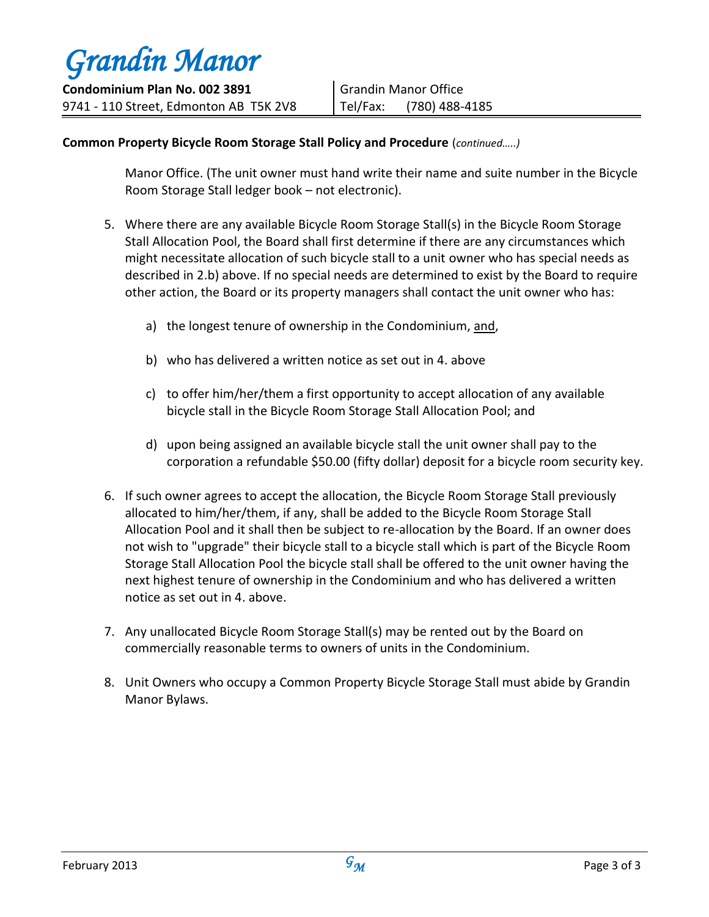**Common Property Bicycle Room Storage Stall Policy and Procedure** (*continued…..)*

Manor Office. (The unit owner must hand write their name and suite number in the Bicycle Room Storage Stall ledger book – not electronic).

5. Where there are any available Bicycle Room Storage Stall(s) in the Bicycle Room Storage Stall Allocation Pool, the Board shall first determine if there are any circumstances which might necessitate allocation of such bicycle stall to a unit owner who has special needs as described in 2.b) above. If no special needs are determined to exist by the Board to require other action, the Board or its property managers shall contact the unit owner who has:

   a) the longest tenure of ownership in the Condominium, <u>and</u>,

   b) who has delivered a written notice as set out in 4. above

   c) to offer him/her/them a first opportunity to accept allocation of any available bicycle stall in the Bicycle Room Storage Stall Allocation Pool; and

   d) upon being assigned an available bicycle stall the unit owner shall pay to the corporation a refundable $50.00 (fifty dollar) deposit for a bicycle room security key.

6. If such owner agrees to accept the allocation, the Bicycle Room Storage Stall previously allocated to him/her/them, if any, shall be added to the Bicycle Room Storage Stall Allocation Pool and it shall then be subject to re-allocation by the Board. If an owner does not wish to "upgrade" their bicycle stall to a bicycle stall which is part of the Bicycle Room Storage Stall Allocation Pool the bicycle stall shall be offered to the unit owner having the next highest tenure of ownership in the Condominium and who has delivered a written notice as set out in 4. above.

7. Any unallocated Bicycle Room Storage Stall(s) may be rented out by the Board on commercially reasonable terms to owners of units in the Condominium.

8. Unit Owners who occupy a Common Property Bicycle Storage Stall must abide by Grandin Manor Bylaws.